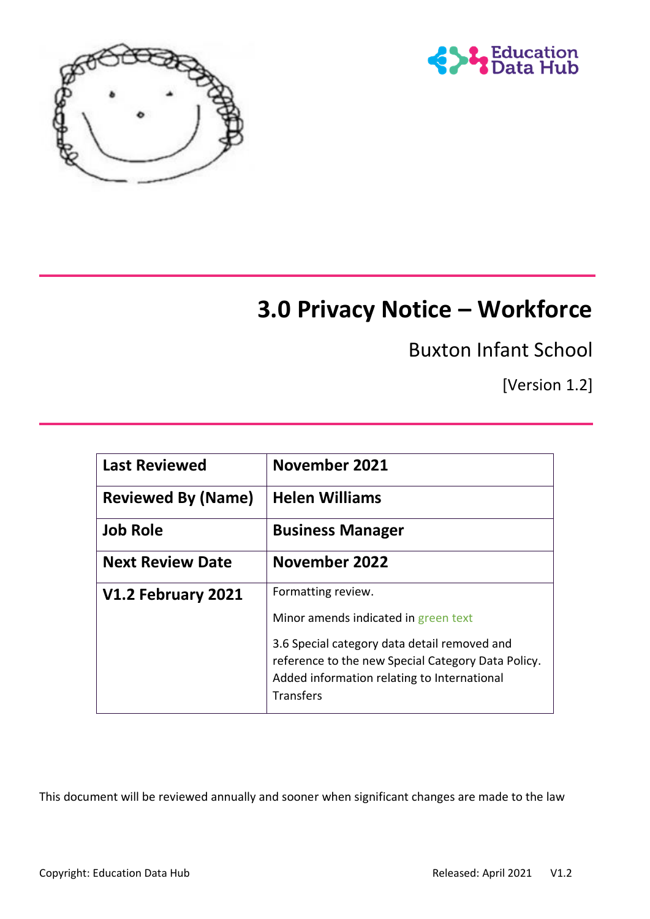# 3.0 Privacy Notice – Workforce

Buxton Infant School

[Version 1.2]

| Last Reviewed | November 2021 |
|---|---|
| Reviewed By (Name) | Helen Williams |
| Job Role | Business Manager |
| Next Review Date | November 2022 |
| V1.2 February 2021 | Formatting review.<br><br>Minor amends indicated in green text<br><br>3.6 Special category data detail removed and reference to the new Special Category Data Policy. Added information relating to International Transfers |

This document will be reviewed annually and sooner when significant changes are made to the law

Copyright: Education Data Hub Released: April 2021 V1.2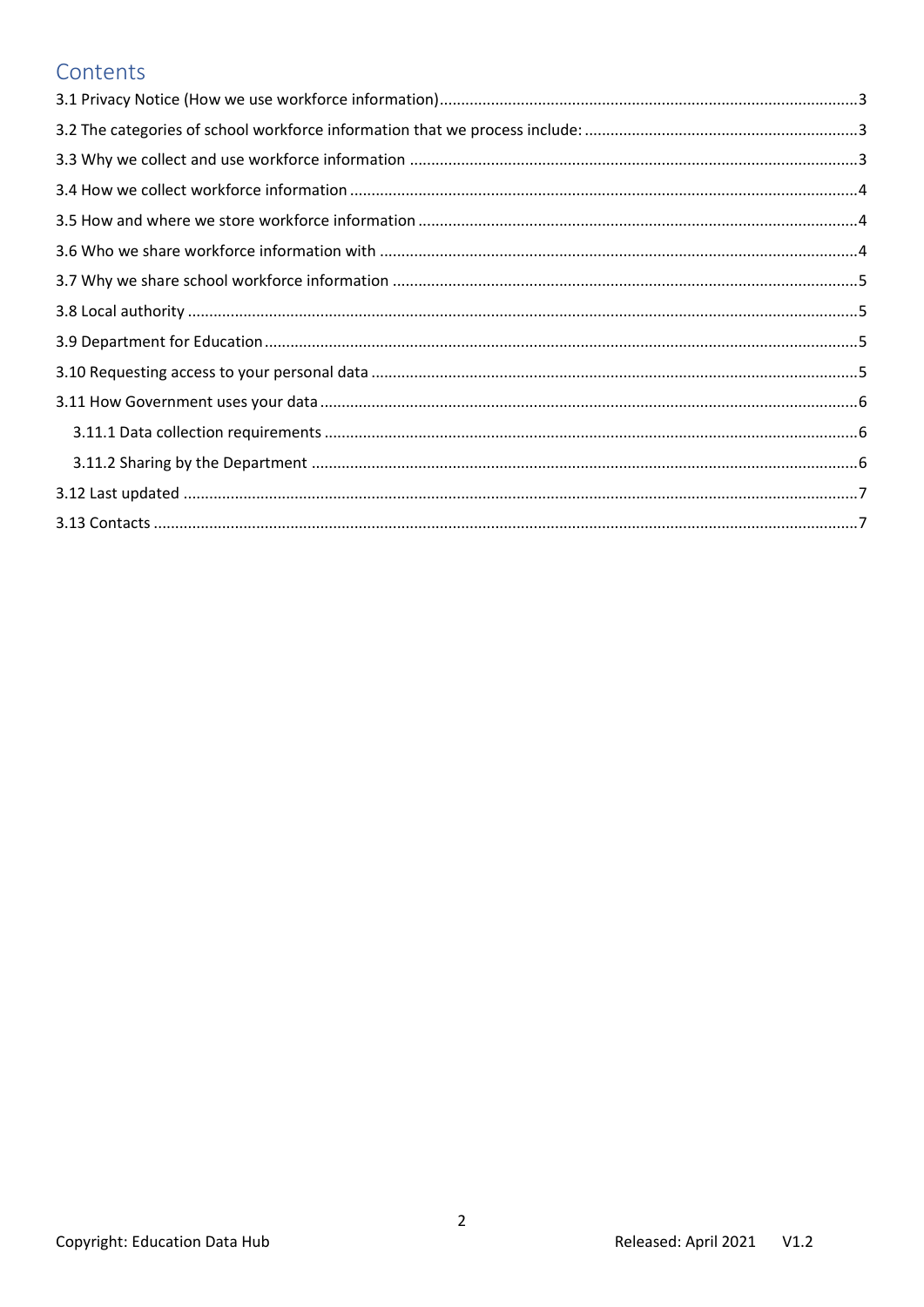# Contents

3.1 Privacy Notice (How we use workforce information).....3
3.2 The categories of school workforce information that we process include:.....3
3.3 Why we collect and use workforce information.....3
3.4 How we collect workforce information.....4
3.5 How and where we store workforce information.....4
3.6 Who we share workforce information with.....4
3.7 Why we share school workforce information.....5
3.8 Local authority.....5
3.9 Department for Education.....5
3.10 Requesting access to your personal data.....5
3.11 How Government uses your data.....6
- 3.11.1 Data collection requirements.....6
- 3.11.2 Sharing by the Department.....6

3.12 Last updated.....7
3.13 Contacts.....7

Copyright: Education Data Hub Released: April 2021 V1.2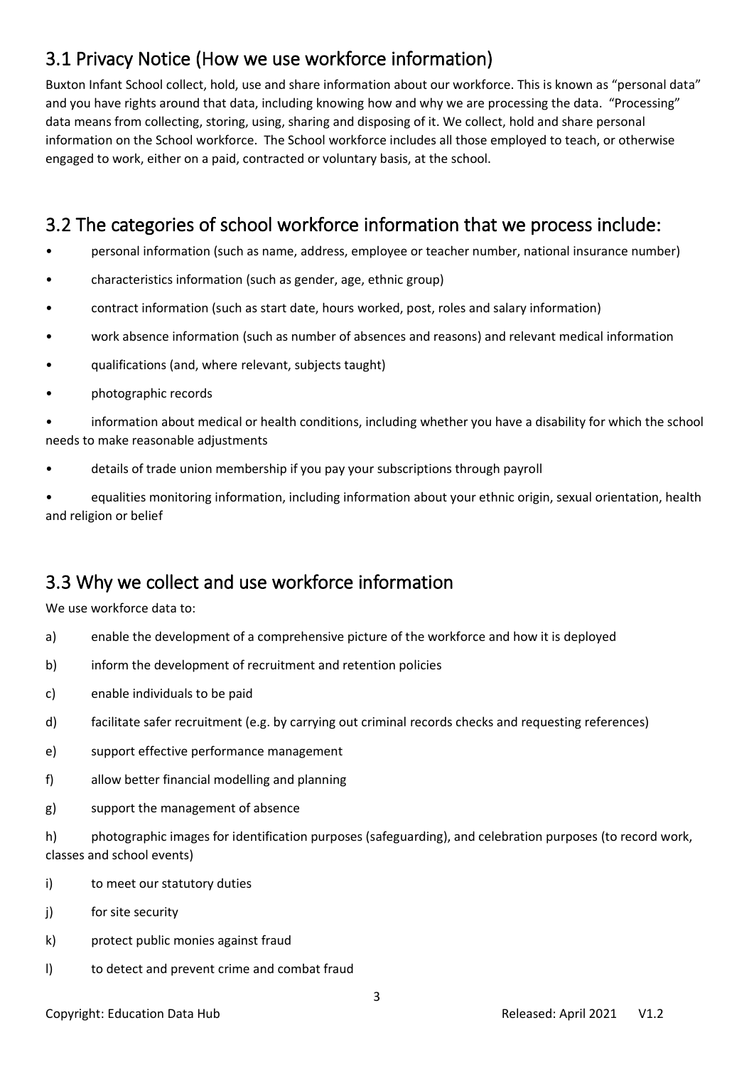## 3.1 Privacy Notice (How we use workforce information)

Buxton Infant School collect, hold, use and share information about our workforce. This is known as "personal data" and you have rights around that data, including knowing how and why we are processing the data. "Processing" data means from collecting, storing, using, sharing and disposing of it. We collect, hold and share personal information on the School workforce. The School workforce includes all those employed to teach, or otherwise engaged to work, either on a paid, contracted or voluntary basis, at the school.

## 3.2 The categories of school workforce information that we process include:

- personal information (such as name, address, employee or teacher number, national insurance number)
- characteristics information (such as gender, age, ethnic group)
- contract information (such as start date, hours worked, post, roles and salary information)
- work absence information (such as number of absences and reasons) and relevant medical information
- qualifications (and, where relevant, subjects taught)
- photographic records
- information about medical or health conditions, including whether you have a disability for which the school needs to make reasonable adjustments
- details of trade union membership if you pay your subscriptions through payroll
- equalities monitoring information, including information about your ethnic origin, sexual orientation, health and religion or belief

## 3.3 Why we collect and use workforce information

We use workforce data to:

a) enable the development of a comprehensive picture of the workforce and how it is deployed

b) inform the development of recruitment and retention policies

c) enable individuals to be paid

d) facilitate safer recruitment (e.g. by carrying out criminal records checks and requesting references)

e) support effective performance management

f) allow better financial modelling and planning

g) support the management of absence

h) photographic images for identification purposes (safeguarding), and celebration purposes (to record work, classes and school events)

i) to meet our statutory duties

j) for site security

k) protect public monies against fraud

l) to detect and prevent crime and combat fraud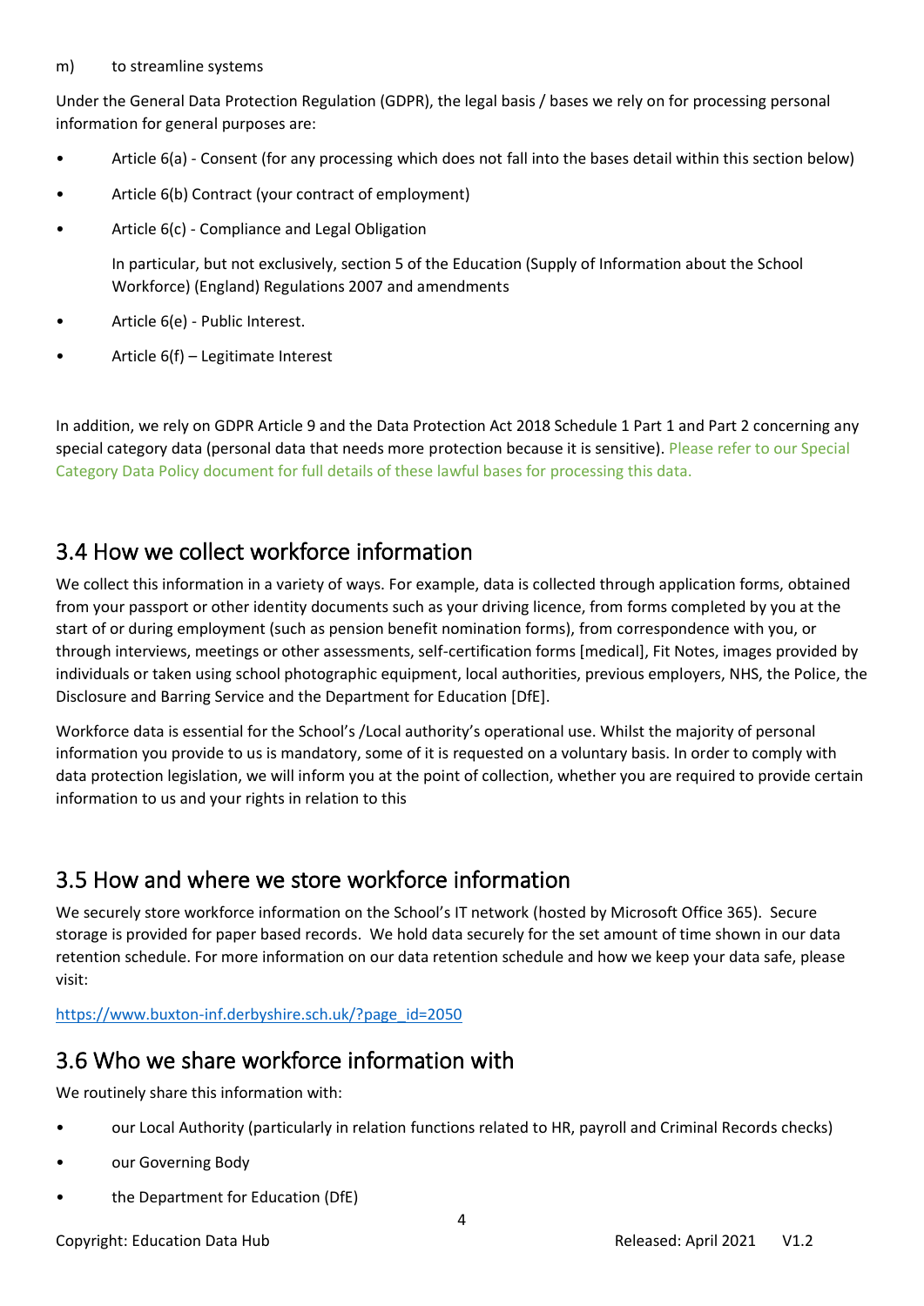m) to streamline systems

Under the General Data Protection Regulation (GDPR), the legal basis / bases we rely on for processing personal information for general purposes are:

- Article 6(a) - Consent (for any processing which does not fall into the bases detail within this section below)
- Article 6(b) Contract (your contract of employment)
- Article 6(c) - Compliance and Legal Obligation

  In particular, but not exclusively, section 5 of the Education (Supply of Information about the School Workforce) (England) Regulations 2007 and amendments
- Article 6(e) - Public Interest.
- Article 6(f) – Legitimate Interest

In addition, we rely on GDPR Article 9 and the Data Protection Act 2018 Schedule 1 Part 1 and Part 2 concerning any special category data (personal data that needs more protection because it is sensitive). Please refer to our Special Category Data Policy document for full details of these lawful bases for processing this data.

## 3.4 How we collect workforce information

We collect this information in a variety of ways. For example, data is collected through application forms, obtained from your passport or other identity documents such as your driving licence, from forms completed by you at the start of or during employment (such as pension benefit nomination forms), from correspondence with you, or through interviews, meetings or other assessments, self-certification forms [medical], Fit Notes, images provided by individuals or taken using school photographic equipment, local authorities, previous employers, NHS, the Police, the Disclosure and Barring Service and the Department for Education [DfE].

Workforce data is essential for the School's /Local authority's operational use. Whilst the majority of personal information you provide to us is mandatory, some of it is requested on a voluntary basis. In order to comply with data protection legislation, we will inform you at the point of collection, whether you are required to provide certain information to us and your rights in relation to this

## 3.5 How and where we store workforce information

We securely store workforce information on the School's IT network (hosted by Microsoft Office 365). Secure storage is provided for paper based records. We hold data securely for the set amount of time shown in our data retention schedule. For more information on our data retention schedule and how we keep your data safe, please visit:

https://www.buxton-inf.derbyshire.sch.uk/?page_id=2050

## 3.6 Who we share workforce information with

We routinely share this information with:

- our Local Authority (particularly in relation functions related to HR, payroll and Criminal Records checks)
- our Governing Body
- the Department for Education (DfE)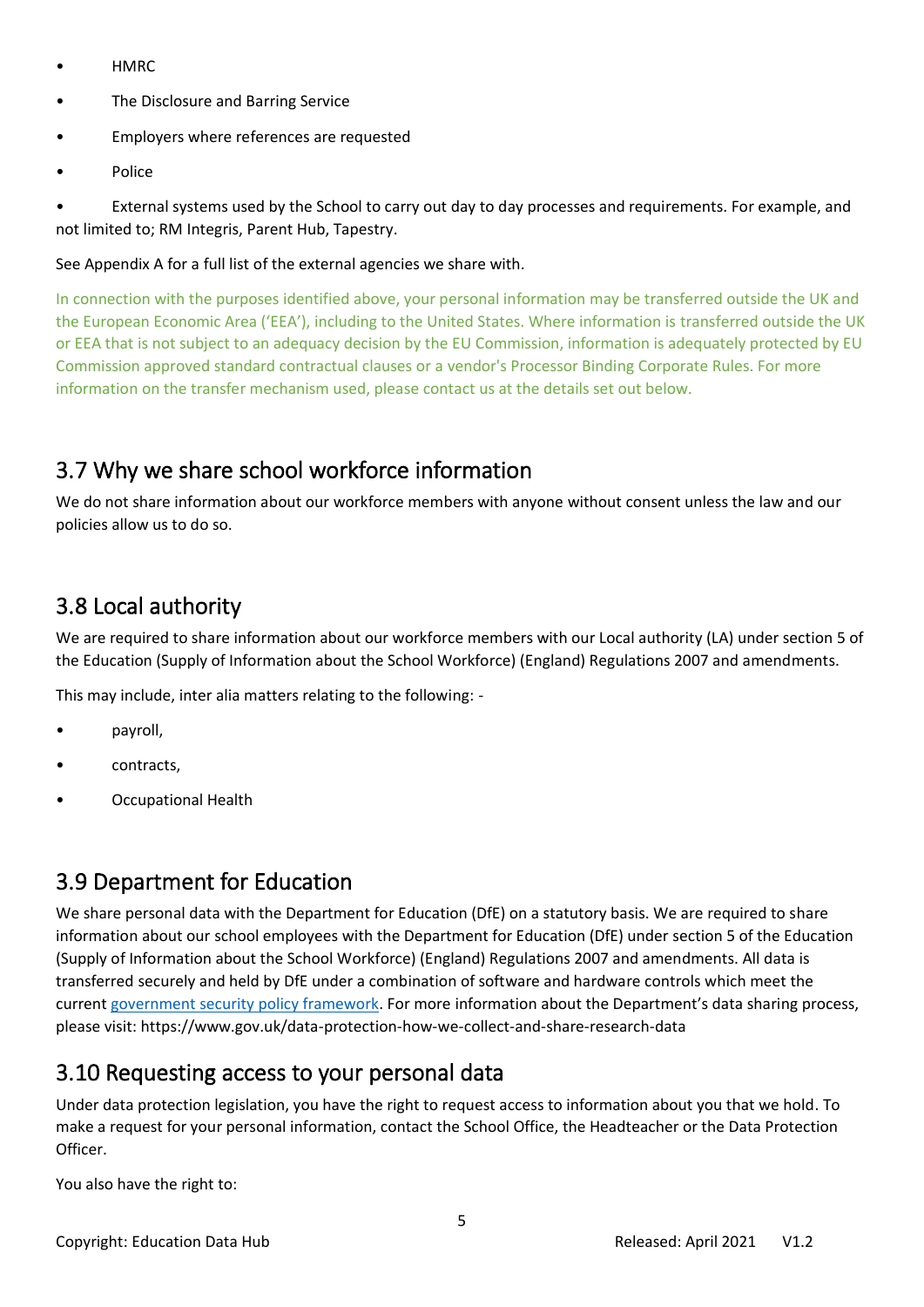- HMRC
- The Disclosure and Barring Service
- Employers where references are requested
- Police
- External systems used by the School to carry out day to day processes and requirements. For example, and not limited to; RM Integris, Parent Hub, Tapestry.

See Appendix A for a full list of the external agencies we share with.

In connection with the purposes identified above, your personal information may be transferred outside the UK and the European Economic Area ('EEA'), including to the United States. Where information is transferred outside the UK or EEA that is not subject to an adequacy decision by the EU Commission, information is adequately protected by EU Commission approved standard contractual clauses or a vendor's Processor Binding Corporate Rules. For more information on the transfer mechanism used, please contact us at the details set out below.

## 3.7 Why we share school workforce information

We do not share information about our workforce members with anyone without consent unless the law and our policies allow us to do so.

## 3.8 Local authority

We are required to share information about our workforce members with our Local authority (LA) under section 5 of the Education (Supply of Information about the School Workforce) (England) Regulations 2007 and amendments.

This may include, inter alia matters relating to the following: -

- payroll,
- contracts,
- Occupational Health

## 3.9 Department for Education

We share personal data with the Department for Education (DfE) on a statutory basis. We are required to share information about our school employees with the Department for Education (DfE) under section 5 of the Education (Supply of Information about the School Workforce) (England) Regulations 2007 and amendments. All data is transferred securely and held by DfE under a combination of software and hardware controls which meet the current [government security policy framework](). For more information about the Department's data sharing process, please visit: https://www.gov.uk/data-protection-how-we-collect-and-share-research-data

## 3.10 Requesting access to your personal data

Under data protection legislation, you have the right to request access to information about you that we hold. To make a request for your personal information, contact the School Office, the Headteacher or the Data Protection Officer.

You also have the right to: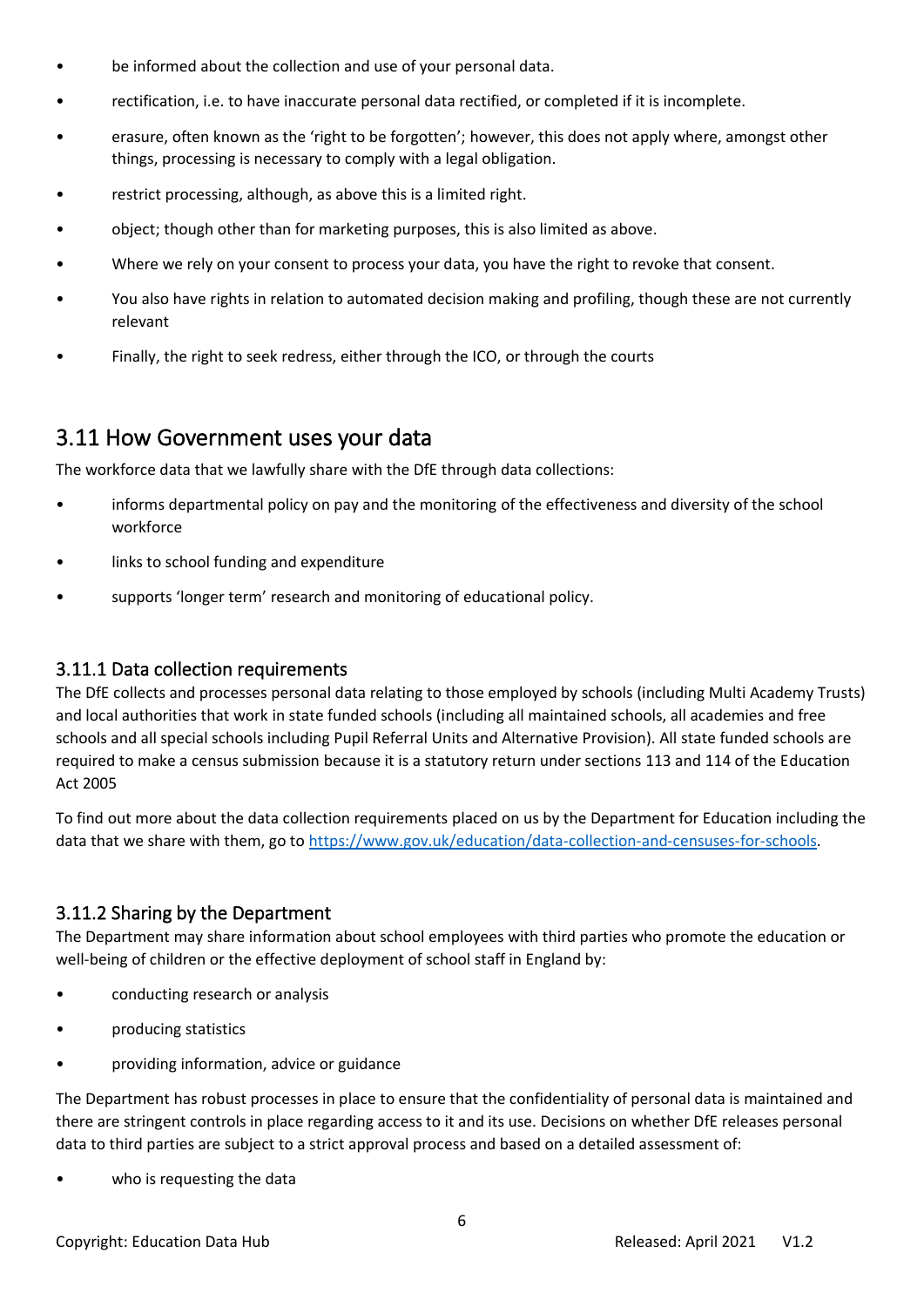- be informed about the collection and use of your personal data.
- rectification, i.e. to have inaccurate personal data rectified, or completed if it is incomplete.
- erasure, often known as the 'right to be forgotten'; however, this does not apply where, amongst other things, processing is necessary to comply with a legal obligation.
- restrict processing, although, as above this is a limited right.
- object; though other than for marketing purposes, this is also limited as above.
- Where we rely on your consent to process your data, you have the right to revoke that consent.
- You also have rights in relation to automated decision making and profiling, though these are not currently relevant
- Finally, the right to seek redress, either through the ICO, or through the courts

## 3.11 How Government uses your data

The workforce data that we lawfully share with the DfE through data collections:

- informs departmental policy on pay and the monitoring of the effectiveness and diversity of the school workforce
- links to school funding and expenditure
- supports 'longer term' research and monitoring of educational policy.

### 3.11.1 Data collection requirements

The DfE collects and processes personal data relating to those employed by schools (including Multi Academy Trusts) and local authorities that work in state funded schools (including all maintained schools, all academies and free schools and all special schools including Pupil Referral Units and Alternative Provision). All state funded schools are required to make a census submission because it is a statutory return under sections 113 and 114 of the Education Act 2005

To find out more about the data collection requirements placed on us by the Department for Education including the data that we share with them, go to https://www.gov.uk/education/data-collection-and-censuses-for-schools.

### 3.11.2 Sharing by the Department

The Department may share information about school employees with third parties who promote the education or well-being of children or the effective deployment of school staff in England by:

- conducting research or analysis
- producing statistics
- providing information, advice or guidance

The Department has robust processes in place to ensure that the confidentiality of personal data is maintained and there are stringent controls in place regarding access to it and its use. Decisions on whether DfE releases personal data to third parties are subject to a strict approval process and based on a detailed assessment of:

- who is requesting the data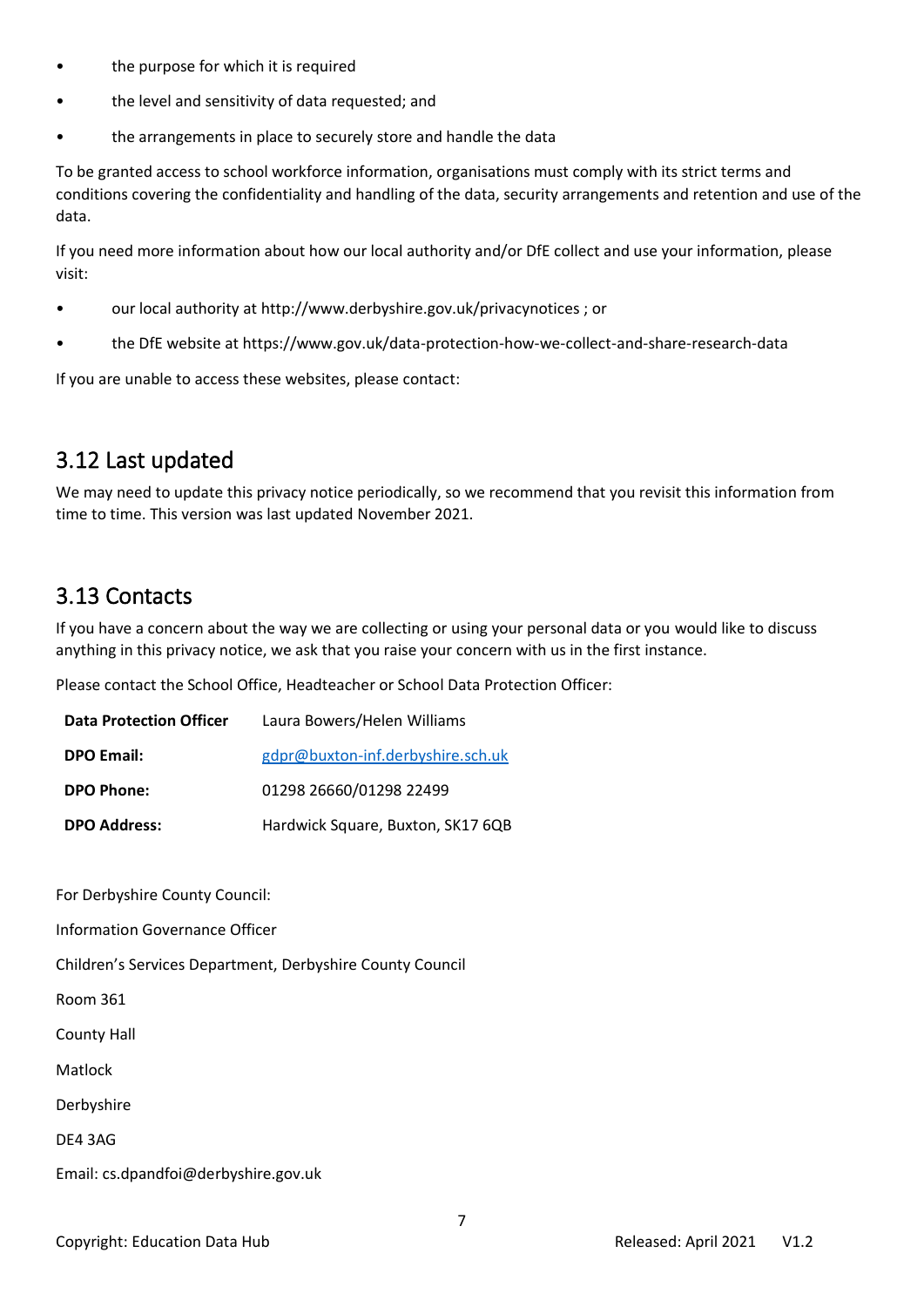- the purpose for which it is required
- the level and sensitivity of data requested; and
- the arrangements in place to securely store and handle the data

To be granted access to school workforce information, organisations must comply with its strict terms and conditions covering the confidentiality and handling of the data, security arrangements and retention and use of the data.

If you need more information about how our local authority and/or DfE collect and use your information, please visit:

- our local authority at http://www.derbyshire.gov.uk/privacynotices ; or
- the DfE website at https://www.gov.uk/data-protection-how-we-collect-and-share-research-data

If you are unable to access these websites, please contact:

## 3.12 Last updated

We may need to update this privacy notice periodically, so we recommend that you revisit this information from time to time. This version was last updated November 2021.

## 3.13 Contacts

If you have a concern about the way we are collecting or using your personal data or you would like to discuss anything in this privacy notice, we ask that you raise your concern with us in the first instance.

Please contact the School Office, Headteacher or School Data Protection Officer:

| | |
|---|---|
| **Data Protection Officer** | Laura Bowers/Helen Williams |
| **DPO Email:** | gdpr@buxton-inf.derbyshire.sch.uk |
| **DPO Phone:** | 01298 26660/01298 22499 |
| **DPO Address:** | Hardwick Square, Buxton, SK17 6QB |

For Derbyshire County Council:

Information Governance Officer

Children's Services Department, Derbyshire County Council

Room 361

County Hall

Matlock

Derbyshire

DE4 3AG

Email: cs.dpandfoi@derbyshire.gov.uk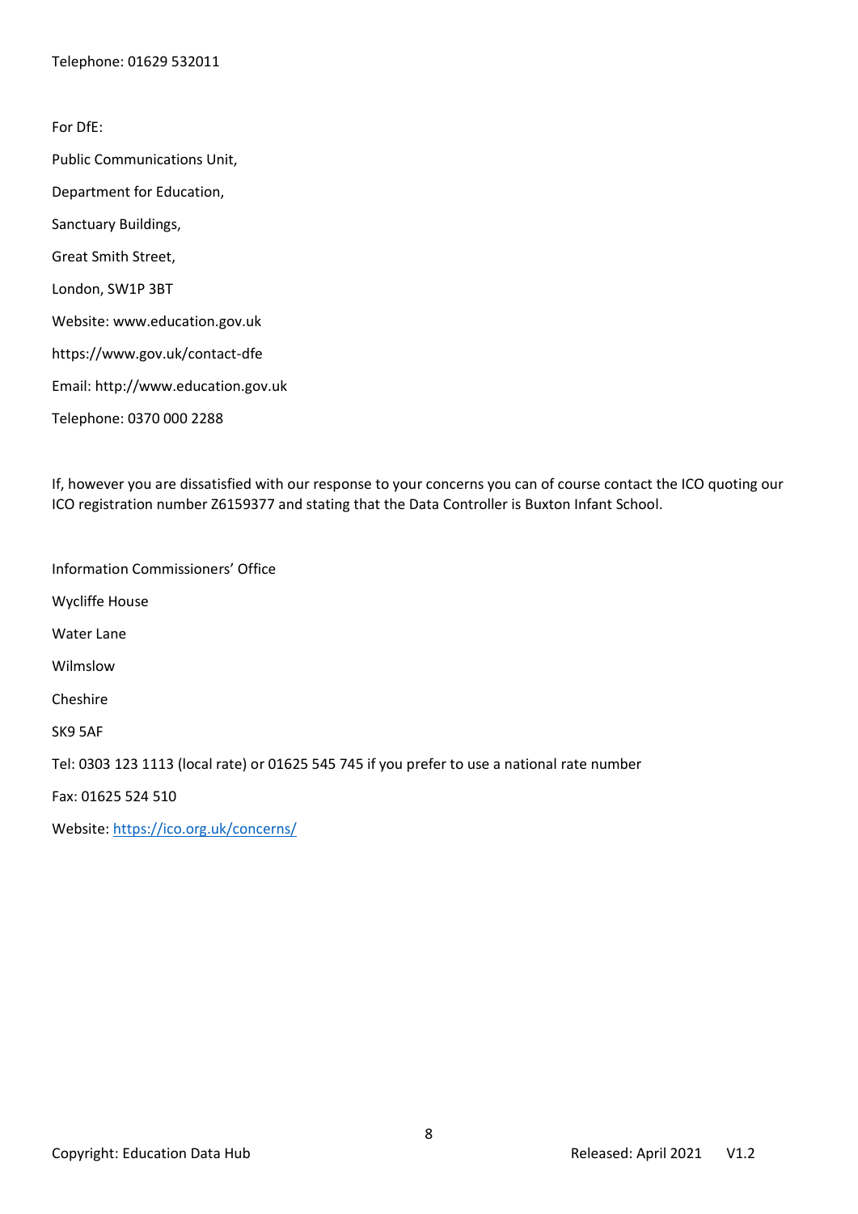Telephone: 01629 532011

For DfE:

Public Communications Unit,

Department for Education,

Sanctuary Buildings,

Great Smith Street,

London, SW1P 3BT

Website: www.education.gov.uk

https://www.gov.uk/contact-dfe

Email: http://www.education.gov.uk

Telephone: 0370 000 2288

If, however you are dissatisfied with our response to your concerns you can of course contact the ICO quoting our ICO registration number Z6159377 and stating that the Data Controller is Buxton Infant School.

Information Commissioners' Office

Wycliffe House

Water Lane

Wilmslow

Cheshire

SK9 5AF

Tel: 0303 123 1113 (local rate) or 01625 545 745 if you prefer to use a national rate number

Fax: 01625 524 510

Website: [https://ico.org.uk/concerns/](https://ico.org.uk/concerns/)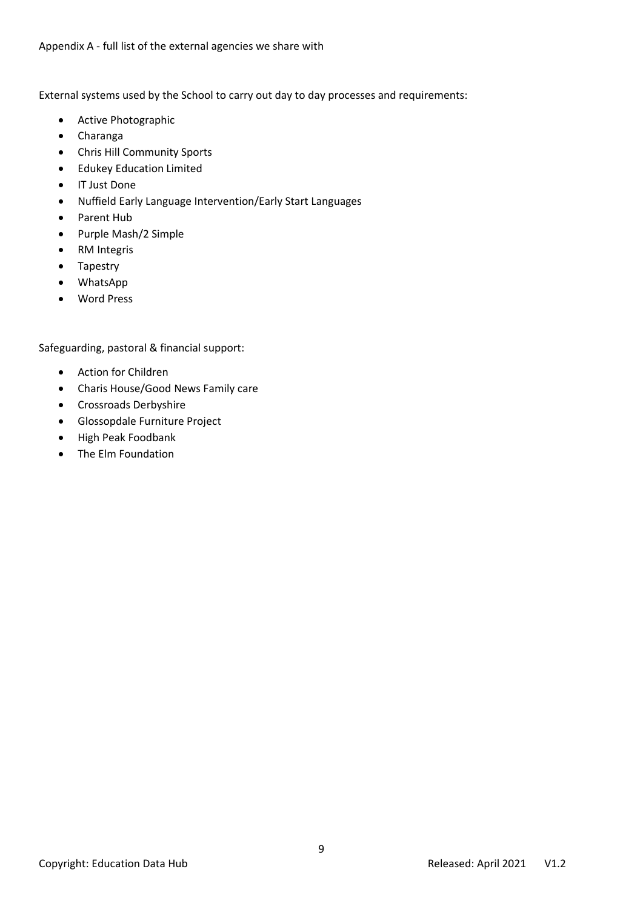Appendix A - full list of the external agencies we share with

External systems used by the School to carry out day to day processes and requirements:

- Active Photographic
- Charanga
- Chris Hill Community Sports
- Edukey Education Limited
- IT Just Done
- Nuffield Early Language Intervention/Early Start Languages
- Parent Hub
- Purple Mash/2 Simple
- RM Integris
- Tapestry
- WhatsApp
- Word Press

Safeguarding, pastoral & financial support:

- Action for Children
- Charis House/Good News Family care
- Crossroads Derbyshire
- Glossopdale Furniture Project
- High Peak Foodbank
- The Elm Foundation